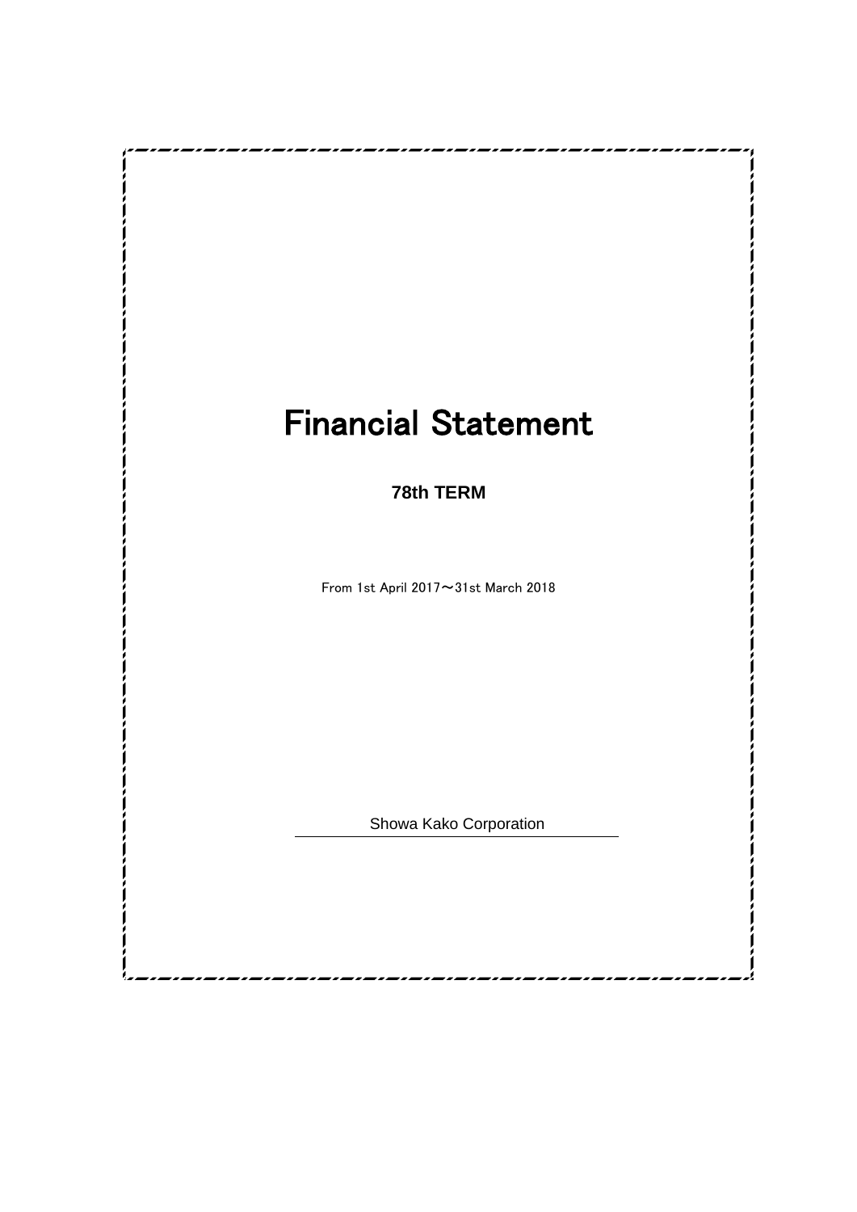# Financial Statement

**78th TERM**

From 1st April 2017～31st March 2018

Showa Kako Corporation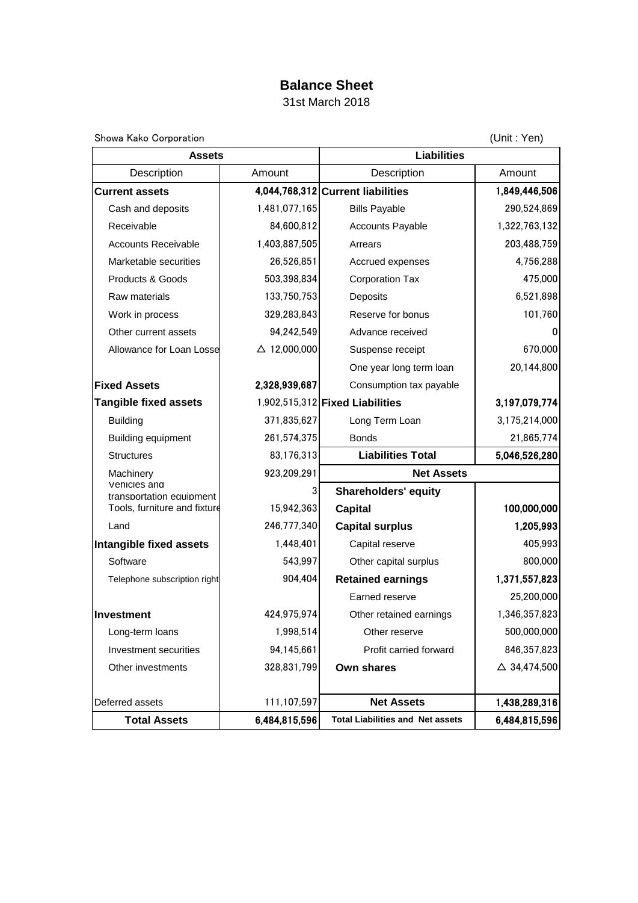# Balance Sheet

31st March 2018

Showa Kako Corporation (Unit : Yen)

| Assets | | Liabilities | |
|---|---|---|---|
| Description | Amount | Description | Amount |
| **Current assets** | **4,044,768,312** | **Current liabilities** | **1,849,446,506** |
| Cash and deposits | 1,481,077,165 | Bills Payable | 290,524,869 |
| Receivable | 84,600,812 | Accounts Payable | 1,322,763,132 |
| Accounts Receivable | 1,403,887,505 | Arrears | 203,488,759 |
| Marketable securities | 26,526,851 | Accrued expenses | 4,756,288 |
| Products & Goods | 503,398,834 | Corporation Tax | 475,000 |
| Raw materials | 133,750,753 | Deposits | 6,521,898 |
| Work in process | 329,283,843 | Reserve for bonus | 101,760 |
| Other current assets | 94,242,549 | Advance received | 0 |
| Allowance for Loan Losse | △ 12,000,000 | Suspense receipt | 670,000 |
| | | One year long term loan | 20,144,800 |
| **Fixed Assets** | **2,328,939,687** | Consumption tax payable | |
| **Tangible fixed assets** | 1,902,515,312 | **Fixed Liabilities** | **3,197,079,774** |
| Building | 371,835,627 | Long Term Loan | 3,175,214,000 |
| Building equipment | 261,574,375 | Bonds | 21,865,774 |
| Structures | 83,176,313 | **Liabilities Total** | **5,046,526,280** |
| Machinery | 923,209,291 | **Net Assets** | |
| Vehicles and transportation equipment | 3 | **Shareholders' equity** | |
| Tools, furniture and fixture | 15,942,363 | **Capital** | **100,000,000** |
| Land | 246,777,340 | **Capital surplus** | **1,205,993** |
| **Intangible fixed assets** | 1,448,401 | Capital reserve | 405,993 |
| Software | 543,997 | Other capital surplus | 800,000 |
| Telephone subscription right | 904,404 | **Retained earnings** | **1,371,557,823** |
| | | Earned reserve | 25,200,000 |
| **Investment** | 424,975,974 | Other retained earnings | 1,346,357,823 |
| Long-term loans | 1,998,514 | Other reserve | 500,000,000 |
| Investment securities | 94,145,661 | Profit carried forward | 846,357,823 |
| Other investments | 328,831,799 | **Own shares** | △ 34,474,500 |
| Deferred assets | 111,107,597 | **Net Assets** | **1,438,289,316** |
| **Total Assets** | **6,484,815,596** | **Total Liabilities and Net assets** | **6,484,815,596** |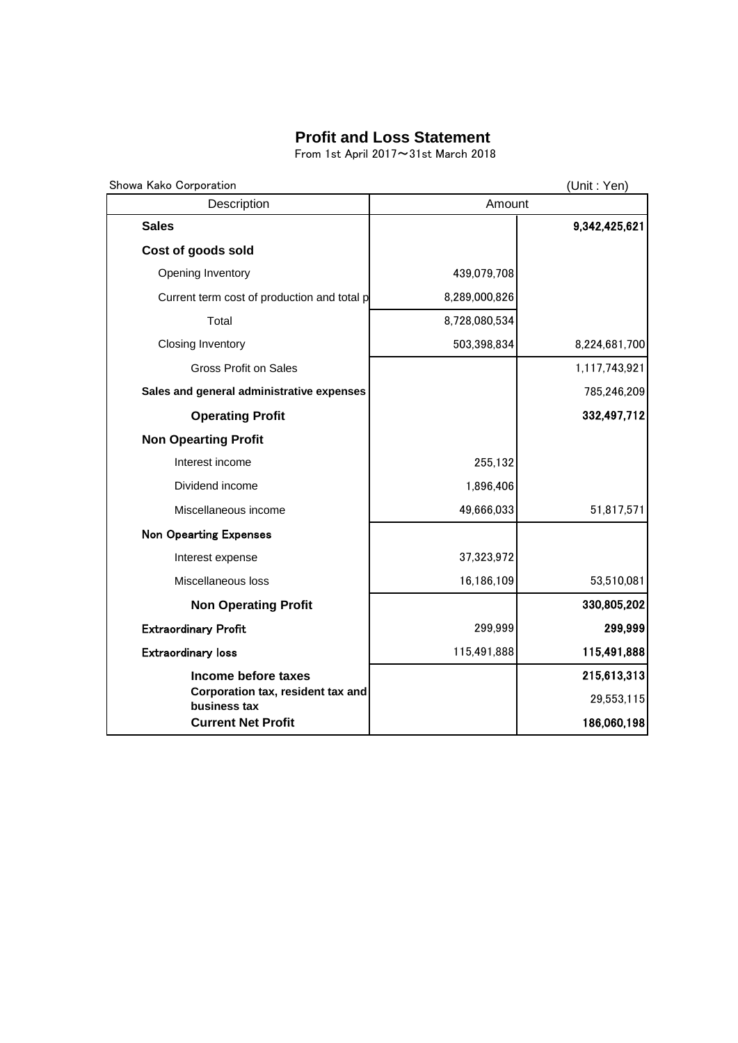# Profit and Loss Statement

From 1st April 2017～31st March 2018

Showa Kako Corporation (Unit : Yen)

| Description | Amount | |
|---|---|---|
| **Sales** | | **9,342,425,621** |
| **Cost of goods sold** | | |
| Opening Inventory | 439,079,708 | |
| Current term cost of production and total p | 8,289,000,826 | |
| Total | 8,728,080,534 | |
| Closing Inventory | 503,398,834 | 8,224,681,700 |
| Gross Profit on Sales | | 1,117,743,921 |
| **Sales and general administrative expenses** | | 785,246,209 |
| **Operating Profit** | | **332,497,712** |
| **Non Opearting Profit** | | |
| Interest income | 255,132 | |
| Dividend income | 1,896,406 | |
| Miscellaneous income | 49,666,033 | 51,817,571 |
| **Non Opearting Expenses** | | |
| Interest expense | 37,323,972 | |
| Miscellaneous loss | 16,186,109 | 53,510,081 |
| **Non Operating Profit** | | **330,805,202** |
| **Extraordinary Profit** | 299,999 | **299,999** |
| **Extraordinary loss** | 115,491,888 | **115,491,888** |
| **Income before taxes** | | **215,613,313** |
| **Corporation tax, resident tax and business tax** | | 29,553,115 |
| **Current Net Profit** | | **186,060,198** |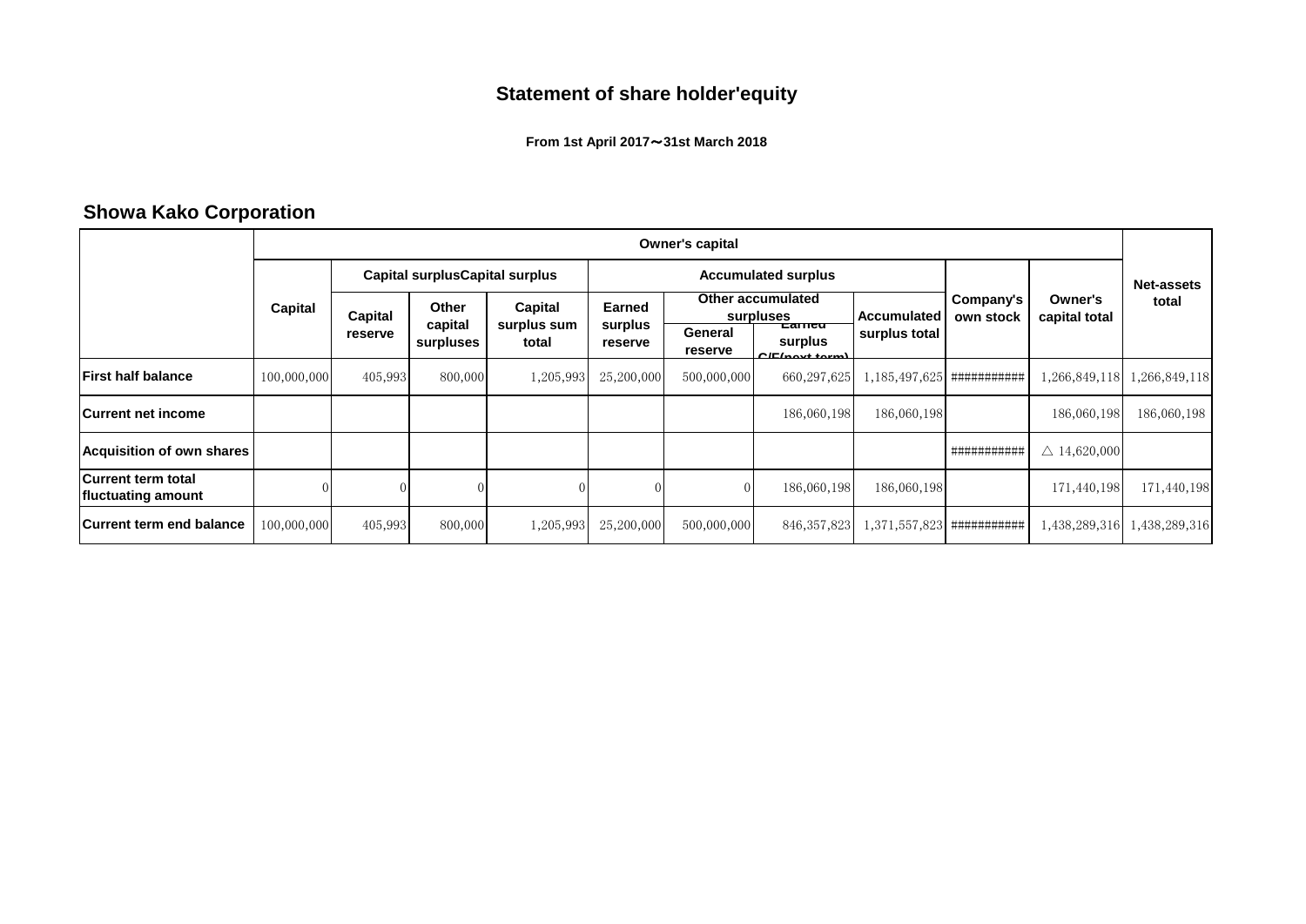# Statement of share holder'equity

**From 1st April 2017～31st March 2018**

## Showa Kako Corporation

| | Owner's capital | | | | | | | | | | | Net-assets total |
|---|---|---|---|---|---|---|---|---|---|---|---|---|
| | Capital | Capital surplusCapital surplus | | | Accumulated surplus | | | | Company's own stock | Owner's capital total | |
| | | Capital reserve | Other capital surpluses | Capital surplus sum total | Earned surplus reserve | Other accumulated surpluses | | Accumulated surplus total | | | |
| | | | | | | General reserve | Earned surplus C/F(next term) | | | | |
| **First half balance** | 100,000,000 | 405,993 | 800,000 | 1,205,993 | 25,200,000 | 500,000,000 | 660,297,625 | 1,185,497,625 | ########### | 1,266,849,118 | 1,266,849,118 |
| **Current net income** | | | | | | | 186,060,198 | 186,060,198 | | 186,060,198 | 186,060,198 |
| **Acquisition of own shares** | | | | | | | | | ########### | △ 14,620,000 | |
| **Current term total fluctuating amount** | 0 | 0 | 0 | 0 | 0 | 0 | 186,060,198 | 186,060,198 | | 171,440,198 | 171,440,198 |
| **Current term end balance** | 100,000,000 | 405,993 | 800,000 | 1,205,993 | 25,200,000 | 500,000,000 | 846,357,823 | 1,371,557,823 | ########### | 1,438,289,316 | 1,438,289,316 |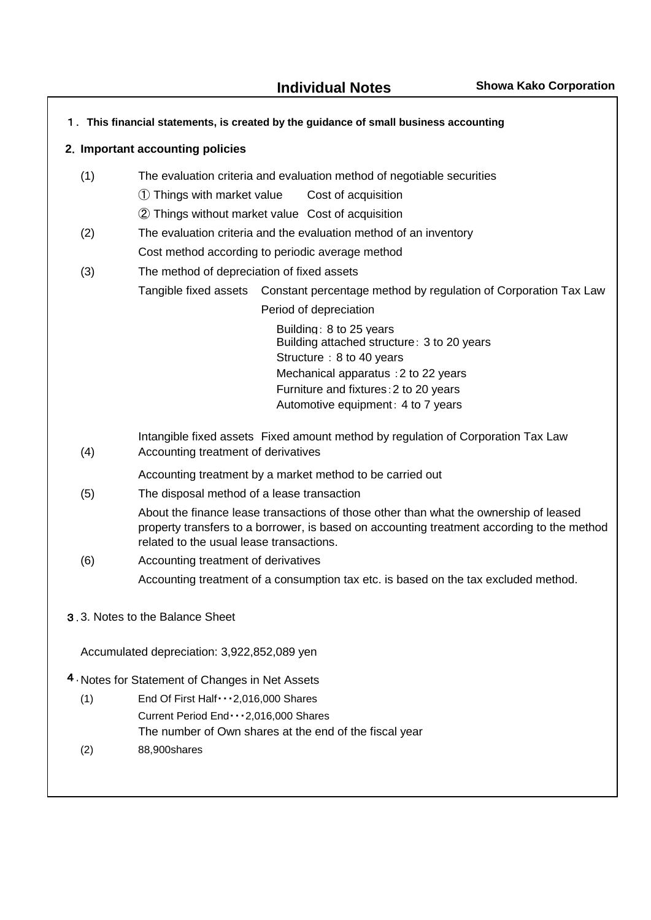# Individual Notes

**Showa Kako Corporation**

**1. This financial statements, is created by the guidance of small business accounting**

**2. Important accounting policies**

(1) The evaluation criteria and evaluation method of negotiable securities

① Things with market value Cost of acquisition

② Things without market value Cost of acquisition

(2) The evaluation criteria and the evaluation method of an inventory

Cost method according to periodic average method

(3) The method of depreciation of fixed assets

Tangible fixed assets Constant percentage method by regulation of Corporation Tax Law

Period of depreciation

Building: 8 to 25 years
Building attached structure: 3 to 20 years
Structure : 8 to 40 years
Mechanical apparatus : 2 to 22 years
Furniture and fixtures: 2 to 20 years
Automotive equipment: 4 to 7 years

Intangible fixed assets Fixed amount method by regulation of Corporation Tax Law

(4) Accounting treatment of derivatives

Accounting treatment by a market method to be carried out

(5) The disposal method of a lease transaction

About the finance lease transactions of those other than what the ownership of leased property transfers to a borrower, is based on accounting treatment according to the method related to the usual lease transactions.

(6) Accounting treatment of derivatives

Accounting treatment of a consumption tax etc. is based on the tax excluded method.

**3**. 3. Notes to the Balance Sheet

Accumulated depreciation: 3,922,852,089 yen

**4**. Notes for Statement of Changes in Net Assets

(1) End Of First Half・・・2,016,000 Shares

Current Period End・・・2,016,000 Shares

The number of Own shares at the end of the fiscal year

(2) 88,900shares